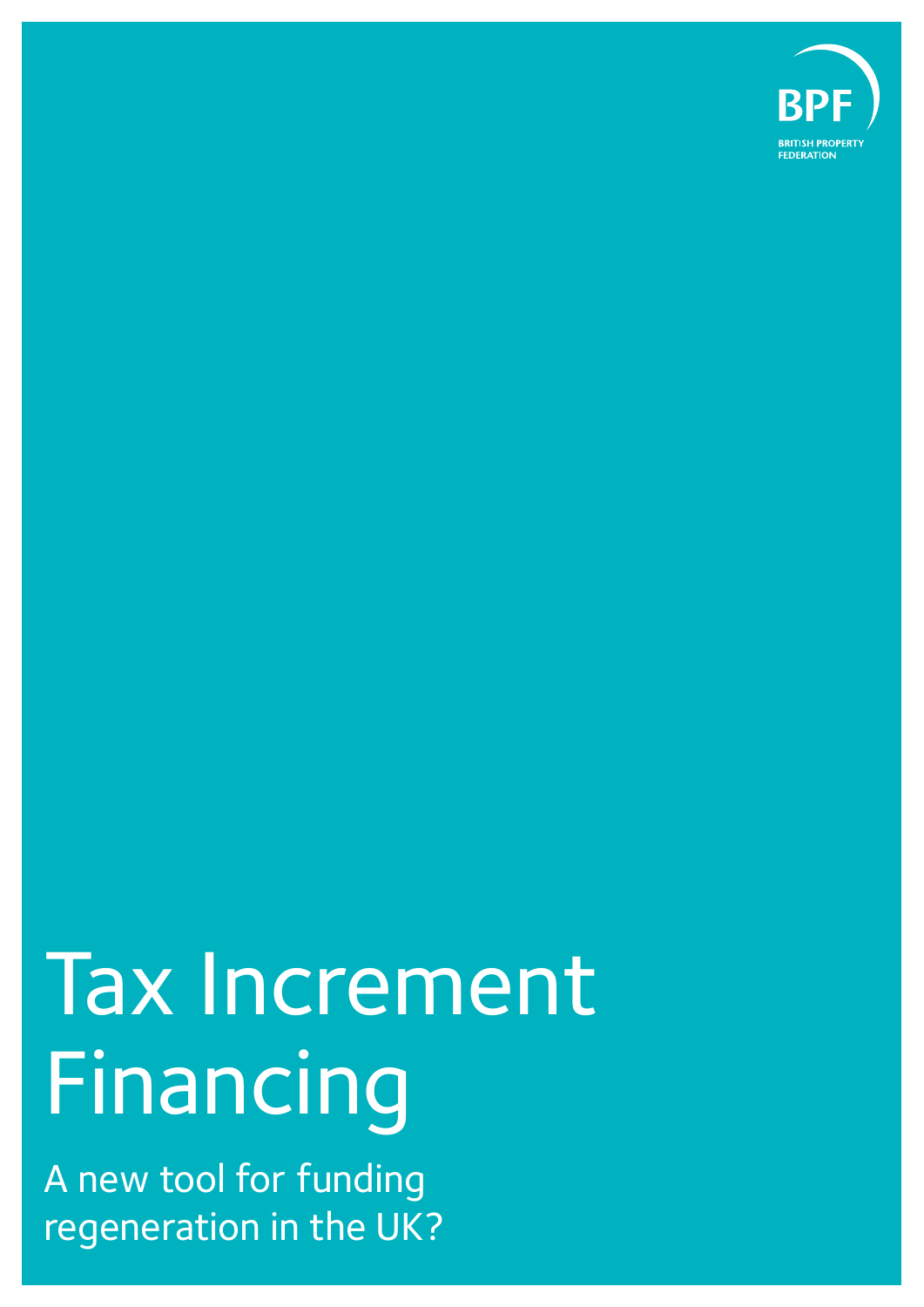BPF

BRITISH PROPERTY FEDERATION

# Tax Increment Financing

A new tool for funding regeneration in the UK?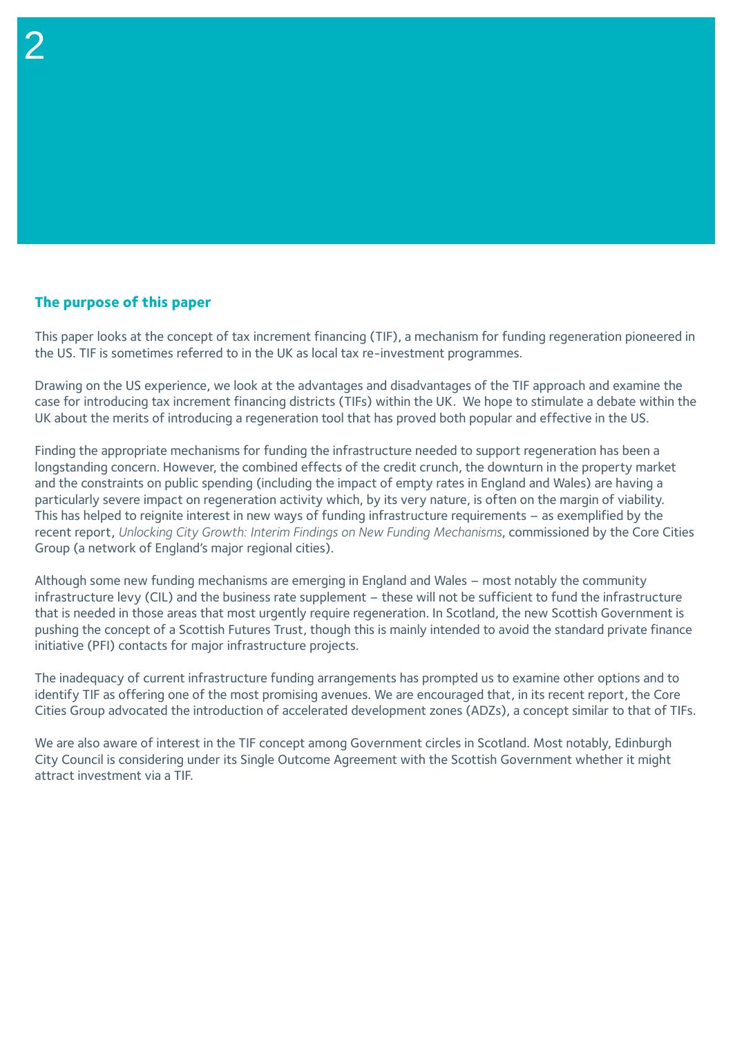## The purpose of this paper

This paper looks at the concept of tax increment financing (TIF), a mechanism for funding regeneration pioneered in the US. TIF is sometimes referred to in the UK as local tax re-investment programmes.

Drawing on the US experience, we look at the advantages and disadvantages of the TIF approach and examine the case for introducing tax increment financing districts (TIFs) within the UK. We hope to stimulate a debate within the UK about the merits of introducing a regeneration tool that has proved both popular and effective in the US.

Finding the appropriate mechanisms for funding the infrastructure needed to support regeneration has been a longstanding concern. However, the combined effects of the credit crunch, the downturn in the property market and the constraints on public spending (including the impact of empty rates in England and Wales) are having a particularly severe impact on regeneration activity which, by its very nature, is often on the margin of viability. This has helped to reignite interest in new ways of funding infrastructure requirements – as exemplified by the recent report, *Unlocking City Growth: Interim Findings on New Funding Mechanisms*, commissioned by the Core Cities Group (a network of England's major regional cities).

Although some new funding mechanisms are emerging in England and Wales – most notably the community infrastructure levy (CIL) and the business rate supplement – these will not be sufficient to fund the infrastructure that is needed in those areas that most urgently require regeneration. In Scotland, the new Scottish Government is pushing the concept of a Scottish Futures Trust, though this is mainly intended to avoid the standard private finance initiative (PFI) contacts for major infrastructure projects.

The inadequacy of current infrastructure funding arrangements has prompted us to examine other options and to identify TIF as offering one of the most promising avenues. We are encouraged that, in its recent report, the Core Cities Group advocated the introduction of accelerated development zones (ADZs), a concept similar to that of TIFs.

We are also aware of interest in the TIF concept among Government circles in Scotland. Most notably, Edinburgh City Council is considering under its Single Outcome Agreement with the Scottish Government whether it might attract investment via a TIF.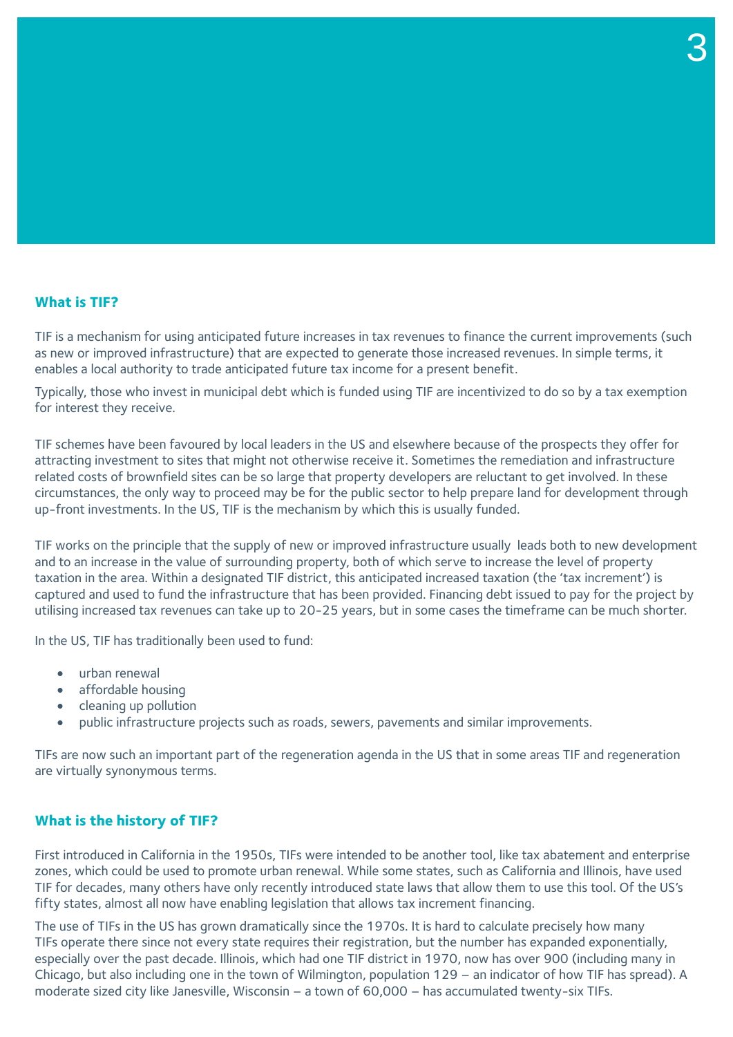## What is TIF?

TIF is a mechanism for using anticipated future increases in tax revenues to finance the current improvements (such as new or improved infrastructure) that are expected to generate those increased revenues. In simple terms, it enables a local authority to trade anticipated future tax income for a present benefit.

Typically, those who invest in municipal debt which is funded using TIF are incentivized to do so by a tax exemption for interest they receive.

TIF schemes have been favoured by local leaders in the US and elsewhere because of the prospects they offer for attracting investment to sites that might not otherwise receive it. Sometimes the remediation and infrastructure related costs of brownfield sites can be so large that property developers are reluctant to get involved. In these circumstances, the only way to proceed may be for the public sector to help prepare land for development through up-front investments. In the US, TIF is the mechanism by which this is usually funded.

TIF works on the principle that the supply of new or improved infrastructure usually leads both to new development and to an increase in the value of surrounding property, both of which serve to increase the level of property taxation in the area. Within a designated TIF district, this anticipated increased taxation (the 'tax increment') is captured and used to fund the infrastructure that has been provided. Financing debt issued to pay for the project by utilising increased tax revenues can take up to 20-25 years, but in some cases the timeframe can be much shorter.

In the US, TIF has traditionally been used to fund:

- urban renewal
- affordable housing
- cleaning up pollution
- public infrastructure projects such as roads, sewers, pavements and similar improvements.

TIFs are now such an important part of the regeneration agenda in the US that in some areas TIF and regeneration are virtually synonymous terms.

## What is the history of TIF?

First introduced in California in the 1950s, TIFs were intended to be another tool, like tax abatement and enterprise zones, which could be used to promote urban renewal. While some states, such as California and Illinois, have used TIF for decades, many others have only recently introduced state laws that allow them to use this tool. Of the US's fifty states, almost all now have enabling legislation that allows tax increment financing.

The use of TIFs in the US has grown dramatically since the 1970s. It is hard to calculate precisely how many TIFs operate there since not every state requires their registration, but the number has expanded exponentially, especially over the past decade. Illinois, which had one TIF district in 1970, now has over 900 (including many in Chicago, but also including one in the town of Wilmington, population 129 – an indicator of how TIF has spread). A moderate sized city like Janesville, Wisconsin – a town of 60,000 – has accumulated twenty-six TIFs.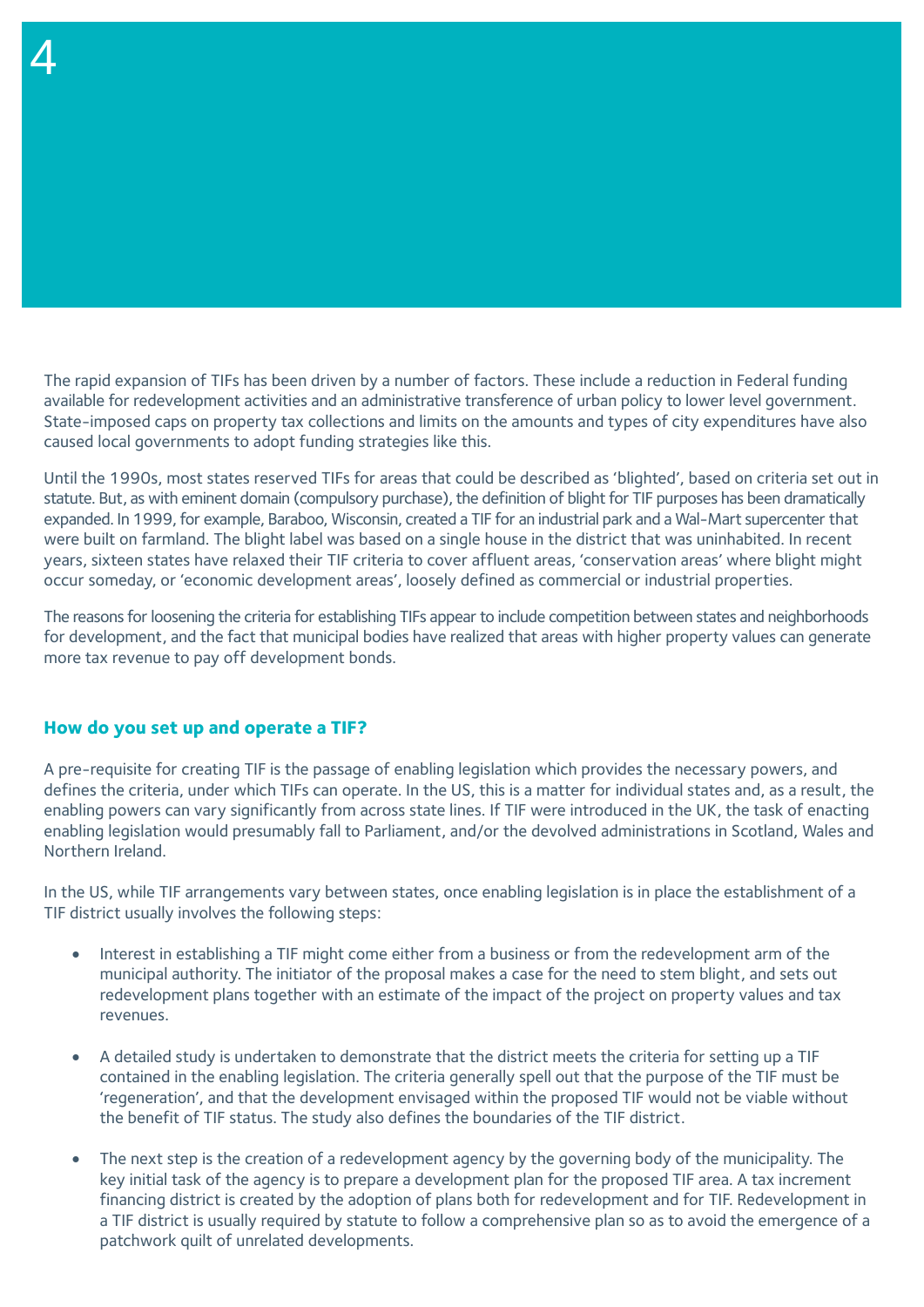The rapid expansion of TIFs has been driven by a number of factors. These include a reduction in Federal funding available for redevelopment activities and an administrative transference of urban policy to lower level government. State-imposed caps on property tax collections and limits on the amounts and types of city expenditures have also caused local governments to adopt funding strategies like this.

Until the 1990s, most states reserved TIFs for areas that could be described as 'blighted', based on criteria set out in statute. But, as with eminent domain (compulsory purchase), the definition of blight for TIF purposes has been dramatically expanded. In 1999, for example, Baraboo, Wisconsin, created a TIF for an industrial park and a Wal-Mart supercenter that were built on farmland. The blight label was based on a single house in the district that was uninhabited. In recent years, sixteen states have relaxed their TIF criteria to cover affluent areas, 'conservation areas' where blight might occur someday, or 'economic development areas', loosely defined as commercial or industrial properties.

The reasons for loosening the criteria for establishing TIFs appear to include competition between states and neighborhoods for development, and the fact that municipal bodies have realized that areas with higher property values can generate more tax revenue to pay off development bonds.

## How do you set up and operate a TIF?

A pre-requisite for creating TIF is the passage of enabling legislation which provides the necessary powers, and defines the criteria, under which TIFs can operate. In the US, this is a matter for individual states and, as a result, the enabling powers can vary significantly from across state lines. If TIF were introduced in the UK, the task of enacting enabling legislation would presumably fall to Parliament, and/or the devolved administrations in Scotland, Wales and Northern Ireland.

In the US, while TIF arrangements vary between states, once enabling legislation is in place the establishment of a TIF district usually involves the following steps:

- Interest in establishing a TIF might come either from a business or from the redevelopment arm of the municipal authority. The initiator of the proposal makes a case for the need to stem blight, and sets out redevelopment plans together with an estimate of the impact of the project on property values and tax revenues.

- A detailed study is undertaken to demonstrate that the district meets the criteria for setting up a TIF contained in the enabling legislation. The criteria generally spell out that the purpose of the TIF must be 'regeneration', and that the development envisaged within the proposed TIF would not be viable without the benefit of TIF status. The study also defines the boundaries of the TIF district.

- The next step is the creation of a redevelopment agency by the governing body of the municipality. The key initial task of the agency is to prepare a development plan for the proposed TIF area. A tax increment financing district is created by the adoption of plans both for redevelopment and for TIF. Redevelopment in a TIF district is usually required by statute to follow a comprehensive plan so as to avoid the emergence of a patchwork quilt of unrelated developments.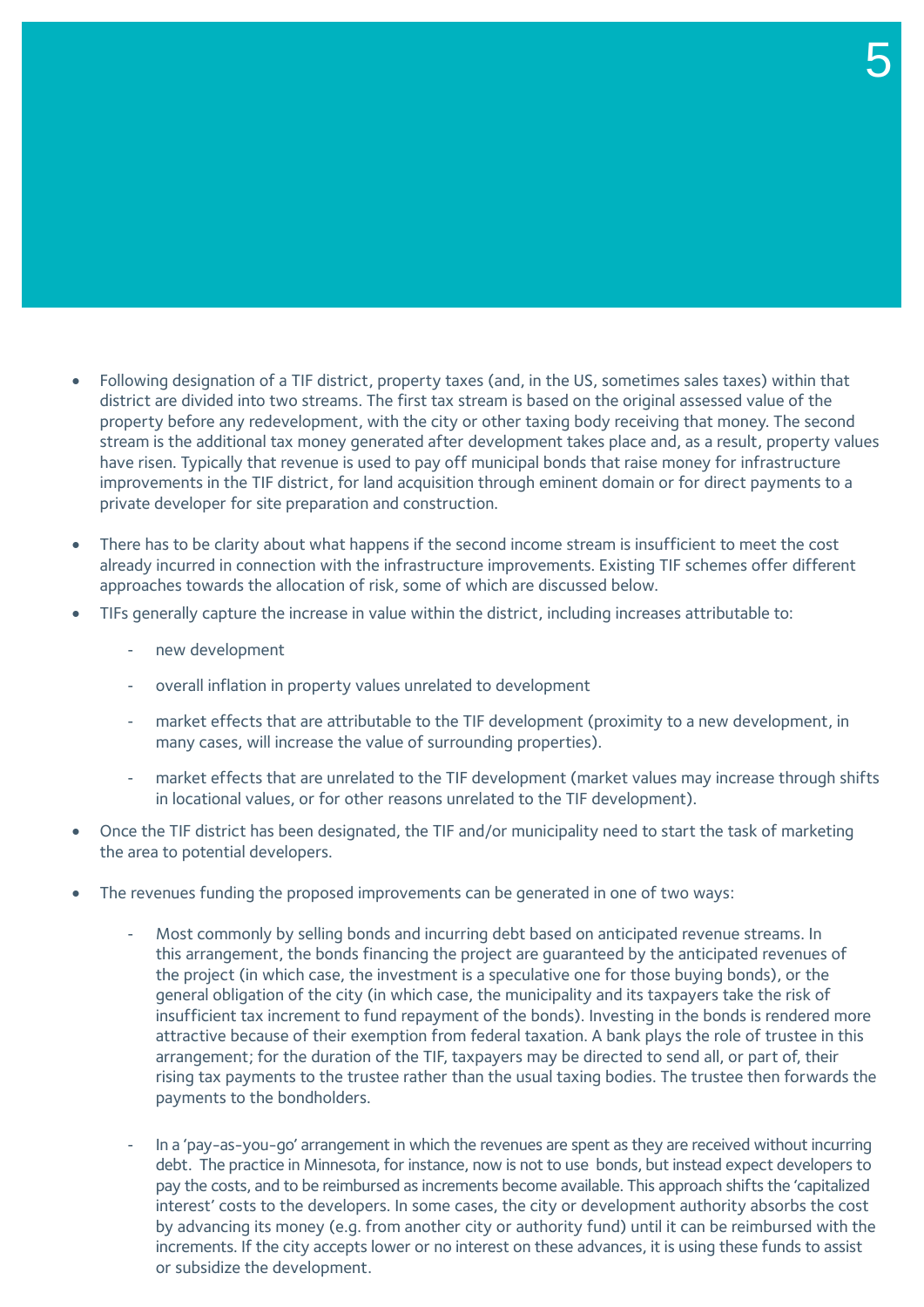- Following designation of a TIF district, property taxes (and, in the US, sometimes sales taxes) within that district are divided into two streams. The first tax stream is based on the original assessed value of the property before any redevelopment, with the city or other taxing body receiving that money. The second stream is the additional tax money generated after development takes place and, as a result, property values have risen. Typically that revenue is used to pay off municipal bonds that raise money for infrastructure improvements in the TIF district, for land acquisition through eminent domain or for direct payments to a private developer for site preparation and construction.

- There has to be clarity about what happens if the second income stream is insufficient to meet the cost already incurred in connection with the infrastructure improvements. Existing TIF schemes offer different approaches towards the allocation of risk, some of which are discussed below.

- TIFs generally capture the increase in value within the district, including increases attributable to:

  - new development
  - overall inflation in property values unrelated to development
  - market effects that are attributable to the TIF development (proximity to a new development, in many cases, will increase the value of surrounding properties).
  - market effects that are unrelated to the TIF development (market values may increase through shifts in locational values, or for other reasons unrelated to the TIF development).

- Once the TIF district has been designated, the TIF and/or municipality need to start the task of marketing the area to potential developers.

- The revenues funding the proposed improvements can be generated in one of two ways:

  - Most commonly by selling bonds and incurring debt based on anticipated revenue streams. In this arrangement, the bonds financing the project are guaranteed by the anticipated revenues of the project (in which case, the investment is a speculative one for those buying bonds), or the general obligation of the city (in which case, the municipality and its taxpayers take the risk of insufficient tax increment to fund repayment of the bonds). Investing in the bonds is rendered more attractive because of their exemption from federal taxation. A bank plays the role of trustee in this arrangement; for the duration of the TIF, taxpayers may be directed to send all, or part of, their rising tax payments to the trustee rather than the usual taxing bodies. The trustee then forwards the payments to the bondholders.

  - In a 'pay-as-you-go' arrangement in which the revenues are spent as they are received without incurring debt. The practice in Minnesota, for instance, now is not to use bonds, but instead expect developers to pay the costs, and to be reimbursed as increments become available. This approach shifts the 'capitalized interest' costs to the developers. In some cases, the city or development authority absorbs the cost by advancing its money (e.g. from another city or authority fund) until it can be reimbursed with the increments. If the city accepts lower or no interest on these advances, it is using these funds to assist or subsidize the development.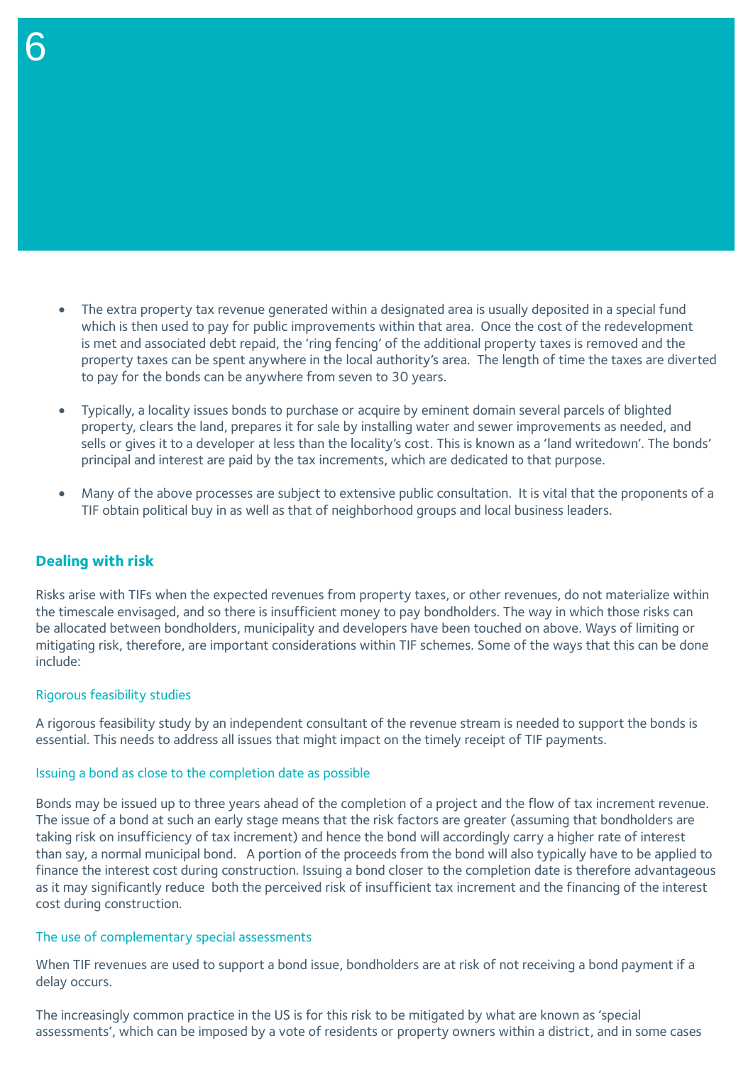- The extra property tax revenue generated within a designated area is usually deposited in a special fund which is then used to pay for public improvements within that area. Once the cost of the redevelopment is met and associated debt repaid, the 'ring fencing' of the additional property taxes is removed and the property taxes can be spent anywhere in the local authority's area. The length of time the taxes are diverted to pay for the bonds can be anywhere from seven to 30 years.

- Typically, a locality issues bonds to purchase or acquire by eminent domain several parcels of blighted property, clears the land, prepares it for sale by installing water and sewer improvements as needed, and sells or gives it to a developer at less than the locality's cost. This is known as a 'land writedown'. The bonds' principal and interest are paid by the tax increments, which are dedicated to that purpose.

- Many of the above processes are subject to extensive public consultation. It is vital that the proponents of a TIF obtain political buy in as well as that of neighborhood groups and local business leaders.

## Dealing with risk

Risks arise with TIFs when the expected revenues from property taxes, or other revenues, do not materialize within the timescale envisaged, and so there is insufficient money to pay bondholders. The way in which those risks can be allocated between bondholders, municipality and developers have been touched on above. Ways of limiting or mitigating risk, therefore, are important considerations within TIF schemes. Some of the ways that this can be done include:

### Rigorous feasibility studies

A rigorous feasibility study by an independent consultant of the revenue stream is needed to support the bonds is essential. This needs to address all issues that might impact on the timely receipt of TIF payments.

### Issuing a bond as close to the completion date as possible

Bonds may be issued up to three years ahead of the completion of a project and the flow of tax increment revenue. The issue of a bond at such an early stage means that the risk factors are greater (assuming that bondholders are taking risk on insufficiency of tax increment) and hence the bond will accordingly carry a higher rate of interest than say, a normal municipal bond. A portion of the proceeds from the bond will also typically have to be applied to finance the interest cost during construction. Issuing a bond closer to the completion date is therefore advantageous as it may significantly reduce both the perceived risk of insufficient tax increment and the financing of the interest cost during construction.

### The use of complementary special assessments

When TIF revenues are used to support a bond issue, bondholders are at risk of not receiving a bond payment if a delay occurs.

The increasingly common practice in the US is for this risk to be mitigated by what are known as 'special assessments', which can be imposed by a vote of residents or property owners within a district, and in some cases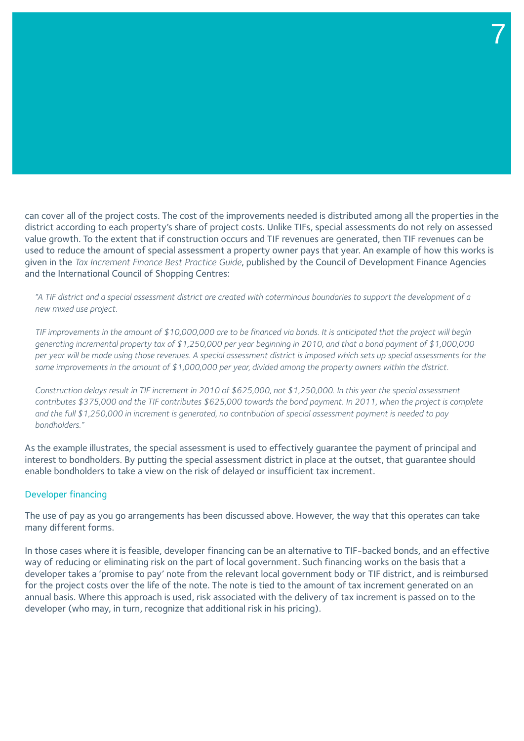can cover all of the project costs. The cost of the improvements needed is distributed among all the properties in the district according to each property's share of project costs. Unlike TIFs, special assessments do not rely on assessed value growth. To the extent that if construction occurs and TIF revenues are generated, then TIF revenues can be used to reduce the amount of special assessment a property owner pays that year. An example of how this works is given in the *Tax Increment Finance Best Practice Guide*, published by the Council of Development Finance Agencies and the International Council of Shopping Centres:

> *"A TIF district and a special assessment district are created with coterminous boundaries to support the development of a new mixed use project.*
>
> *TIF improvements in the amount of $10,000,000 are to be financed via bonds. It is anticipated that the project will begin generating incremental property tax of $1,250,000 per year beginning in 2010, and that a bond payment of $1,000,000 per year will be made using those revenues. A special assessment district is imposed which sets up special assessments for the same improvements in the amount of $1,000,000 per year, divided among the property owners within the district.*
>
> *Construction delays result in TIF increment in 2010 of $625,000, not $1,250,000. In this year the special assessment contributes $375,000 and the TIF contributes $625,000 towards the bond payment. In 2011, when the project is complete and the full $1,250,000 in increment is generated, no contribution of special assessment payment is needed to pay bondholders."*

As the example illustrates, the special assessment is used to effectively guarantee the payment of principal and interest to bondholders. By putting the special assessment district in place at the outset, that guarantee should enable bondholders to take a view on the risk of delayed or insufficient tax increment.

### Developer financing

The use of pay as you go arrangements has been discussed above. However, the way that this operates can take many different forms.

In those cases where it is feasible, developer financing can be an alternative to TIF-backed bonds, and an effective way of reducing or eliminating risk on the part of local government. Such financing works on the basis that a developer takes a 'promise to pay' note from the relevant local government body or TIF district, and is reimbursed for the project costs over the life of the note. The note is tied to the amount of tax increment generated on an annual basis. Where this approach is used, risk associated with the delivery of tax increment is passed on to the developer (who may, in turn, recognize that additional risk in his pricing).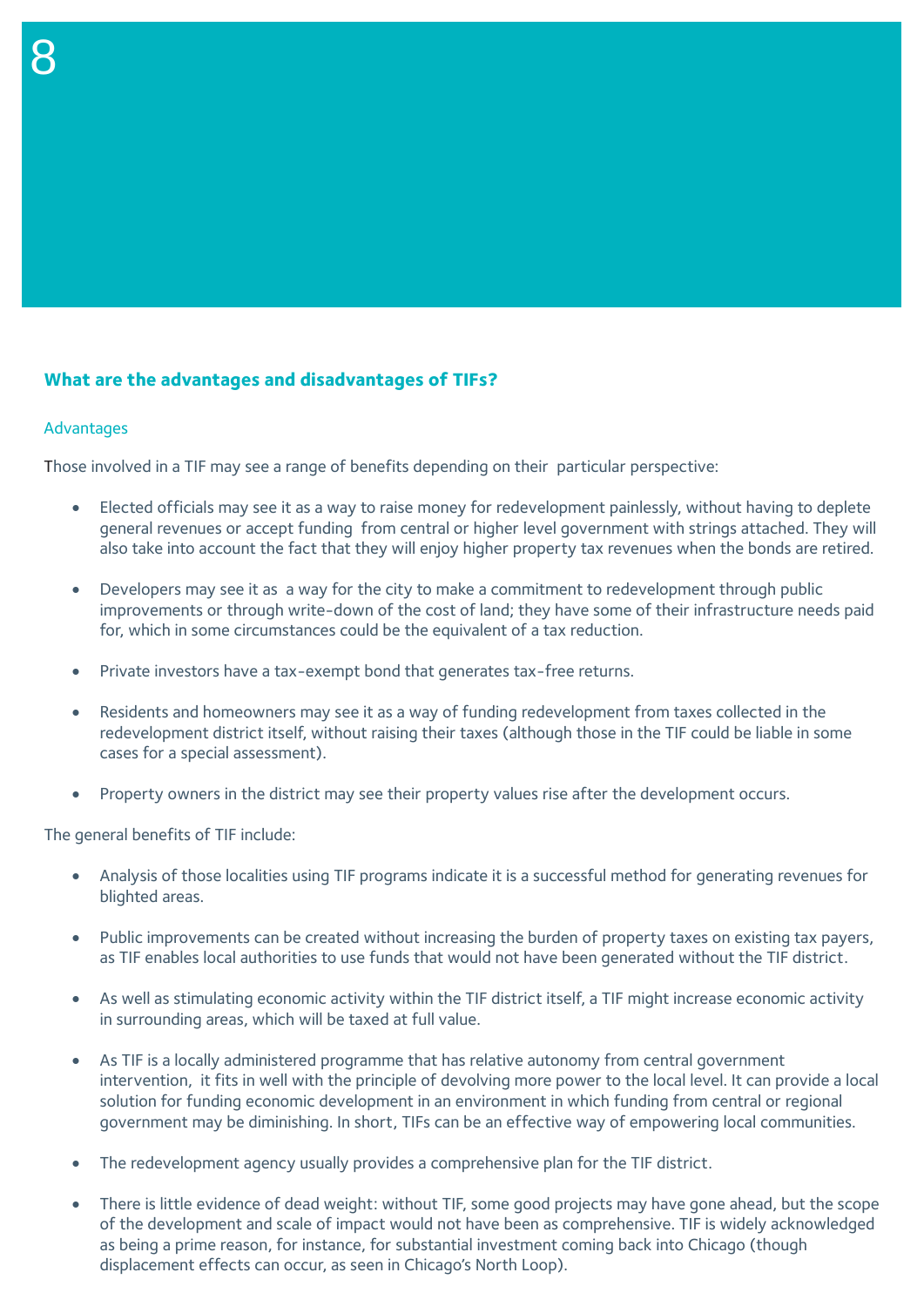## What are the advantages and disadvantages of TIFs?

### Advantages

Those involved in a TIF may see a range of benefits depending on their particular perspective:

- Elected officials may see it as a way to raise money for redevelopment painlessly, without having to deplete general revenues or accept funding from central or higher level government with strings attached. They will also take into account the fact that they will enjoy higher property tax revenues when the bonds are retired.
- Developers may see it as a way for the city to make a commitment to redevelopment through public improvements or through write-down of the cost of land; they have some of their infrastructure needs paid for, which in some circumstances could be the equivalent of a tax reduction.
- Private investors have a tax-exempt bond that generates tax-free returns.
- Residents and homeowners may see it as a way of funding redevelopment from taxes collected in the redevelopment district itself, without raising their taxes (although those in the TIF could be liable in some cases for a special assessment).
- Property owners in the district may see their property values rise after the development occurs.

The general benefits of TIF include:

- Analysis of those localities using TIF programs indicate it is a successful method for generating revenues for blighted areas.
- Public improvements can be created without increasing the burden of property taxes on existing tax payers, as TIF enables local authorities to use funds that would not have been generated without the TIF district.
- As well as stimulating economic activity within the TIF district itself, a TIF might increase economic activity in surrounding areas, which will be taxed at full value.
- As TIF is a locally administered programme that has relative autonomy from central government intervention, it fits in well with the principle of devolving more power to the local level. It can provide a local solution for funding economic development in an environment in which funding from central or regional government may be diminishing. In short, TIFs can be an effective way of empowering local communities.
- The redevelopment agency usually provides a comprehensive plan for the TIF district.
- There is little evidence of dead weight: without TIF, some good projects may have gone ahead, but the scope of the development and scale of impact would not have been as comprehensive. TIF is widely acknowledged as being a prime reason, for instance, for substantial investment coming back into Chicago (though displacement effects can occur, as seen in Chicago's North Loop).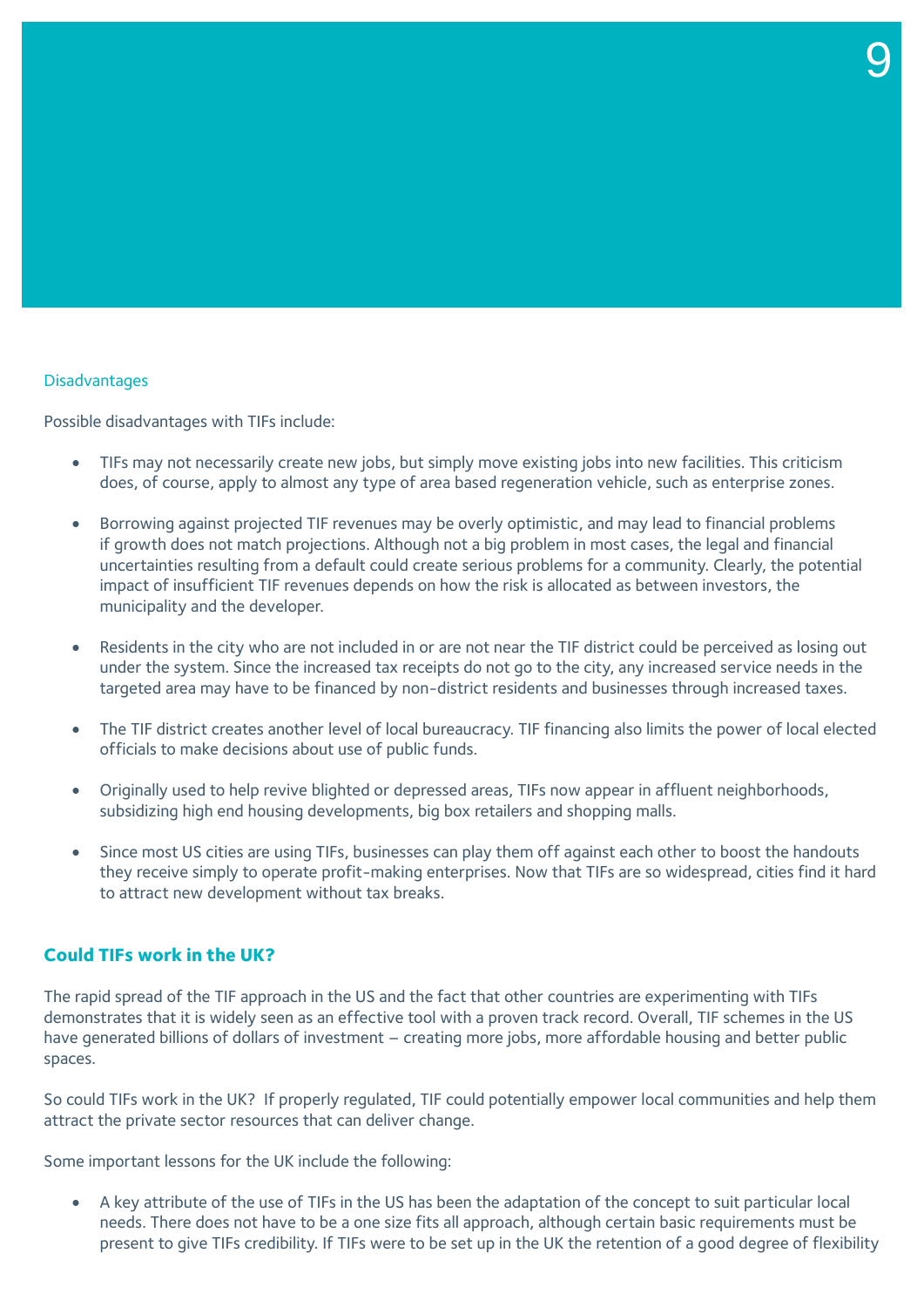### Disadvantages

Possible disadvantages with TIFs include:

- TIFs may not necessarily create new jobs, but simply move existing jobs into new facilities. This criticism does, of course, apply to almost any type of area based regeneration vehicle, such as enterprise zones.
- Borrowing against projected TIF revenues may be overly optimistic, and may lead to financial problems if growth does not match projections. Although not a big problem in most cases, the legal and financial uncertainties resulting from a default could create serious problems for a community. Clearly, the potential impact of insufficient TIF revenues depends on how the risk is allocated as between investors, the municipality and the developer.
- Residents in the city who are not included in or are not near the TIF district could be perceived as losing out under the system. Since the increased tax receipts do not go to the city, any increased service needs in the targeted area may have to be financed by non-district residents and businesses through increased taxes.
- The TIF district creates another level of local bureaucracy. TIF financing also limits the power of local elected officials to make decisions about use of public funds.
- Originally used to help revive blighted or depressed areas, TIFs now appear in affluent neighborhoods, subsidizing high end housing developments, big box retailers and shopping malls.
- Since most US cities are using TIFs, businesses can play them off against each other to boost the handouts they receive simply to operate profit-making enterprises. Now that TIFs are so widespread, cities find it hard to attract new development without tax breaks.

## Could TIFs work in the UK?

The rapid spread of the TIF approach in the US and the fact that other countries are experimenting with TIFs demonstrates that it is widely seen as an effective tool with a proven track record. Overall, TIF schemes in the US have generated billions of dollars of investment – creating more jobs, more affordable housing and better public spaces.

So could TIFs work in the UK? If properly regulated, TIF could potentially empower local communities and help them attract the private sector resources that can deliver change.

Some important lessons for the UK include the following:

- A key attribute of the use of TIFs in the US has been the adaptation of the concept to suit particular local needs. There does not have to be a one size fits all approach, although certain basic requirements must be present to give TIFs credibility. If TIFs were to be set up in the UK the retention of a good degree of flexibility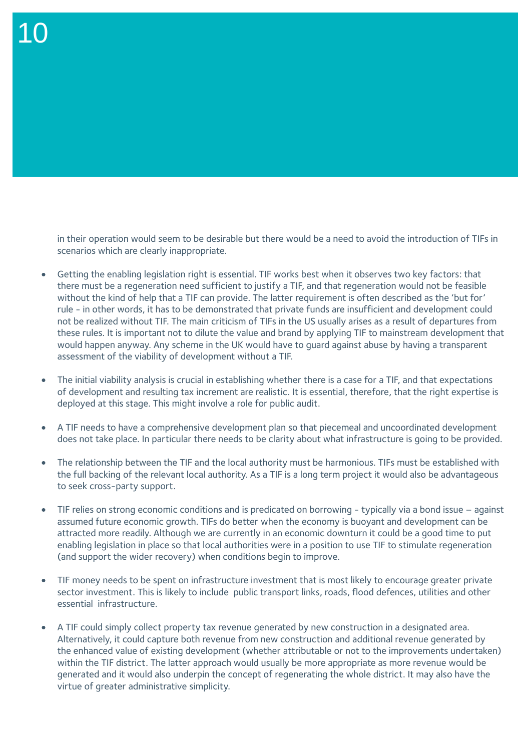in their operation would seem to be desirable but there would be a need to avoid the introduction of TIFs in scenarios which are clearly inappropriate.

- Getting the enabling legislation right is essential. TIF works best when it observes two key factors: that there must be a regeneration need sufficient to justify a TIF, and that regeneration would not be feasible without the kind of help that a TIF can provide. The latter requirement is often described as the 'but for' rule - in other words, it has to be demonstrated that private funds are insufficient and development could not be realized without TIF. The main criticism of TIFs in the US usually arises as a result of departures from these rules. It is important not to dilute the value and brand by applying TIF to mainstream development that would happen anyway. Any scheme in the UK would have to guard against abuse by having a transparent assessment of the viability of development without a TIF.

- The initial viability analysis is crucial in establishing whether there is a case for a TIF, and that expectations of development and resulting tax increment are realistic. It is essential, therefore, that the right expertise is deployed at this stage. This might involve a role for public audit.

- A TIF needs to have a comprehensive development plan so that piecemeal and uncoordinated development does not take place. In particular there needs to be clarity about what infrastructure is going to be provided.

- The relationship between the TIF and the local authority must be harmonious. TIFs must be established with the full backing of the relevant local authority. As a TIF is a long term project it would also be advantageous to seek cross-party support.

- TIF relies on strong economic conditions and is predicated on borrowing - typically via a bond issue – against assumed future economic growth. TIFs do better when the economy is buoyant and development can be attracted more readily. Although we are currently in an economic downturn it could be a good time to put enabling legislation in place so that local authorities were in a position to use TIF to stimulate regeneration (and support the wider recovery) when conditions begin to improve.

- TIF money needs to be spent on infrastructure investment that is most likely to encourage greater private sector investment. This is likely to include public transport links, roads, flood defences, utilities and other essential infrastructure.

- A TIF could simply collect property tax revenue generated by new construction in a designated area. Alternatively, it could capture both revenue from new construction and additional revenue generated by the enhanced value of existing development (whether attributable or not to the improvements undertaken) within the TIF district. The latter approach would usually be more appropriate as more revenue would be generated and it would also underpin the concept of regenerating the whole district. It may also have the virtue of greater administrative simplicity.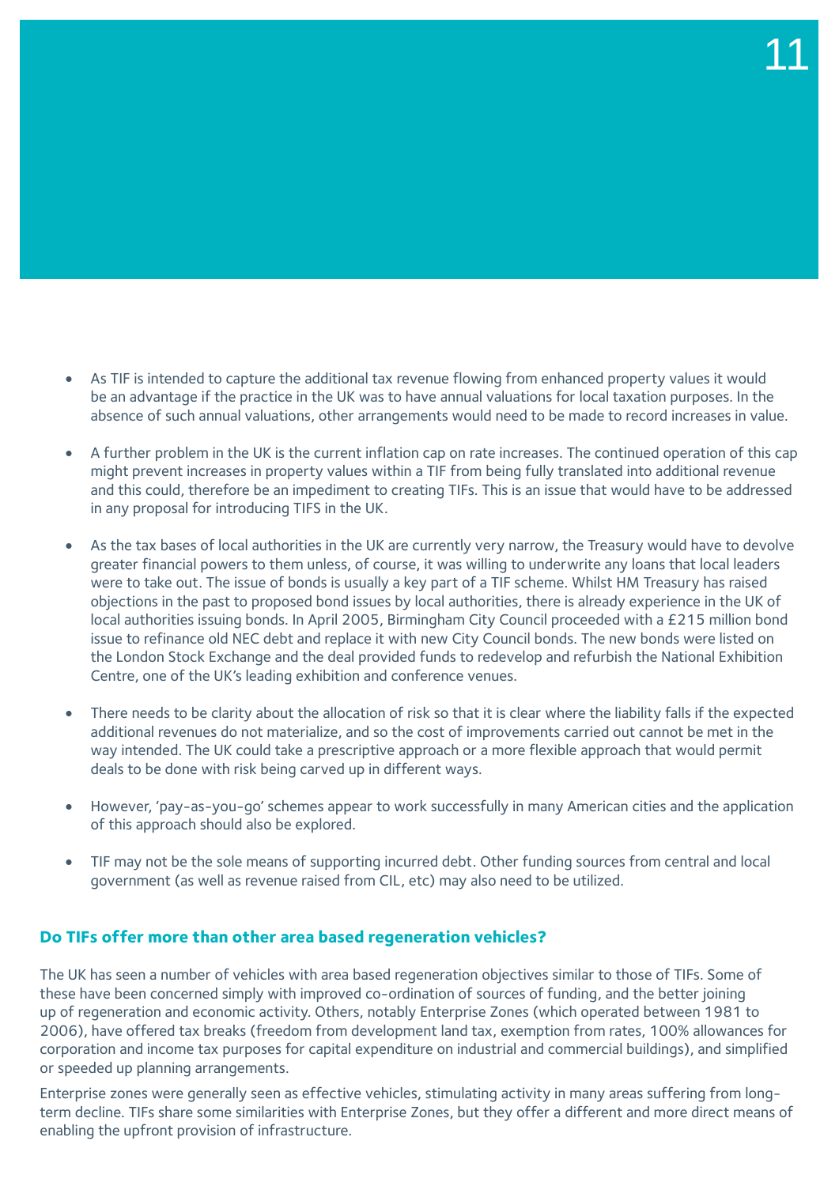- As TIF is intended to capture the additional tax revenue flowing from enhanced property values it would be an advantage if the practice in the UK was to have annual valuations for local taxation purposes. In the absence of such annual valuations, other arrangements would need to be made to record increases in value.

- A further problem in the UK is the current inflation cap on rate increases. The continued operation of this cap might prevent increases in property values within a TIF from being fully translated into additional revenue and this could, therefore be an impediment to creating TIFs. This is an issue that would have to be addressed in any proposal for introducing TIFS in the UK.

- As the tax bases of local authorities in the UK are currently very narrow, the Treasury would have to devolve greater financial powers to them unless, of course, it was willing to underwrite any loans that local leaders were to take out. The issue of bonds is usually a key part of a TIF scheme. Whilst HM Treasury has raised objections in the past to proposed bond issues by local authorities, there is already experience in the UK of local authorities issuing bonds. In April 2005, Birmingham City Council proceeded with a £215 million bond issue to refinance old NEC debt and replace it with new City Council bonds. The new bonds were listed on the London Stock Exchange and the deal provided funds to redevelop and refurbish the National Exhibition Centre, one of the UK's leading exhibition and conference venues.

- There needs to be clarity about the allocation of risk so that it is clear where the liability falls if the expected additional revenues do not materialize, and so the cost of improvements carried out cannot be met in the way intended. The UK could take a prescriptive approach or a more flexible approach that would permit deals to be done with risk being carved up in different ways.

- However, 'pay-as-you-go' schemes appear to work successfully in many American cities and the application of this approach should also be explored.

- TIF may not be the sole means of supporting incurred debt. Other funding sources from central and local government (as well as revenue raised from CIL, etc) may also need to be utilized.

## Do TIFs offer more than other area based regeneration vehicles?

The UK has seen a number of vehicles with area based regeneration objectives similar to those of TIFs. Some of these have been concerned simply with improved co-ordination of sources of funding, and the better joining up of regeneration and economic activity. Others, notably Enterprise Zones (which operated between 1981 to 2006), have offered tax breaks (freedom from development land tax, exemption from rates, 100% allowances for corporation and income tax purposes for capital expenditure on industrial and commercial buildings), and simplified or speeded up planning arrangements.

Enterprise zones were generally seen as effective vehicles, stimulating activity in many areas suffering from long-term decline. TIFs share some similarities with Enterprise Zones, but they offer a different and more direct means of enabling the upfront provision of infrastructure.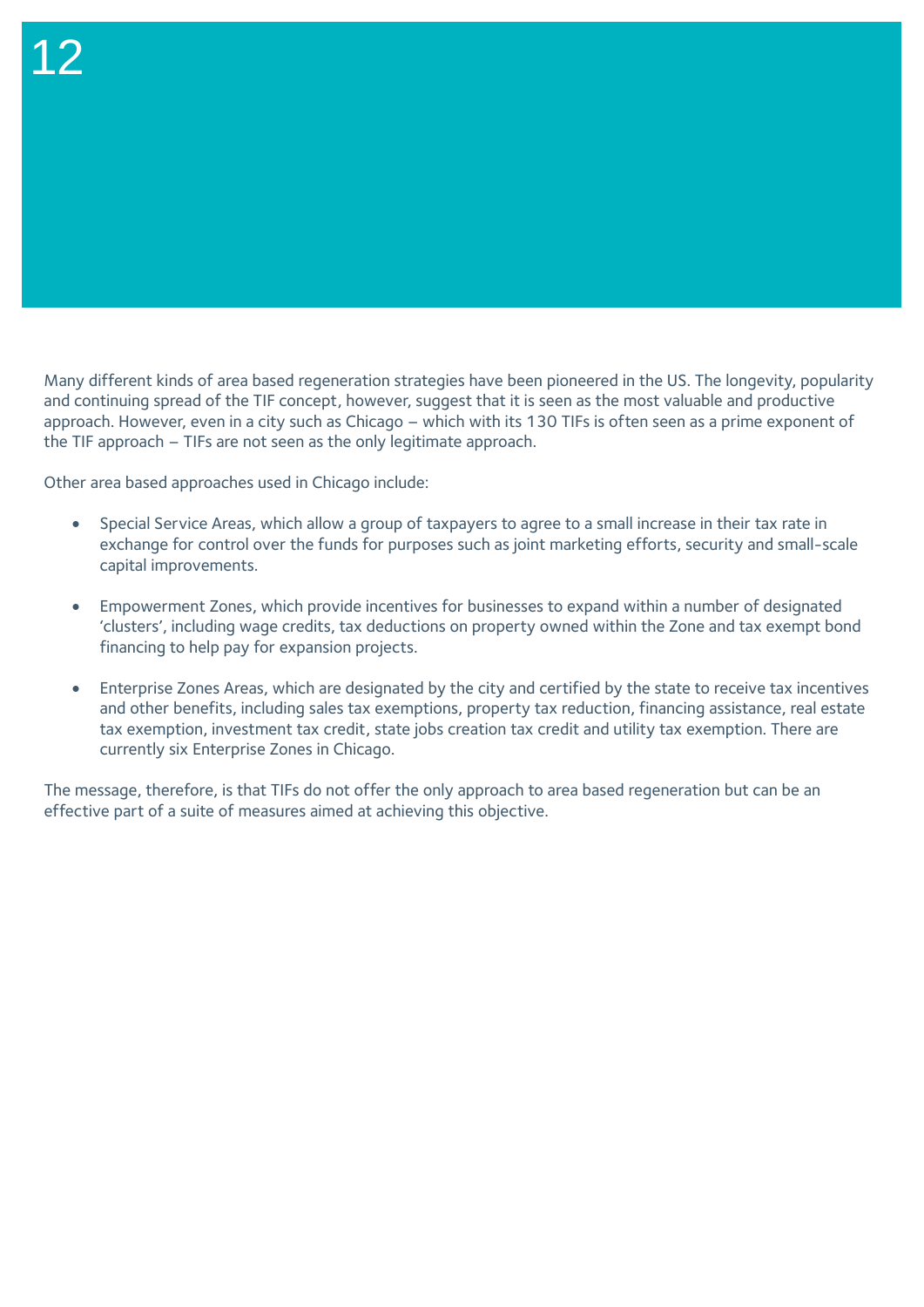Many different kinds of area based regeneration strategies have been pioneered in the US. The longevity, popularity and continuing spread of the TIF concept, however, suggest that it is seen as the most valuable and productive approach. However, even in a city such as Chicago – which with its 130 TIFs is often seen as a prime exponent of the TIF approach – TIFs are not seen as the only legitimate approach.

Other area based approaches used in Chicago include:

- Special Service Areas, which allow a group of taxpayers to agree to a small increase in their tax rate in exchange for control over the funds for purposes such as joint marketing efforts, security and small-scale capital improvements.

- Empowerment Zones, which provide incentives for businesses to expand within a number of designated 'clusters', including wage credits, tax deductions on property owned within the Zone and tax exempt bond financing to help pay for expansion projects.

- Enterprise Zones Areas, which are designated by the city and certified by the state to receive tax incentives and other benefits, including sales tax exemptions, property tax reduction, financing assistance, real estate tax exemption, investment tax credit, state jobs creation tax credit and utility tax exemption. There are currently six Enterprise Zones in Chicago.

The message, therefore, is that TIFs do not offer the only approach to area based regeneration but can be an effective part of a suite of measures aimed at achieving this objective.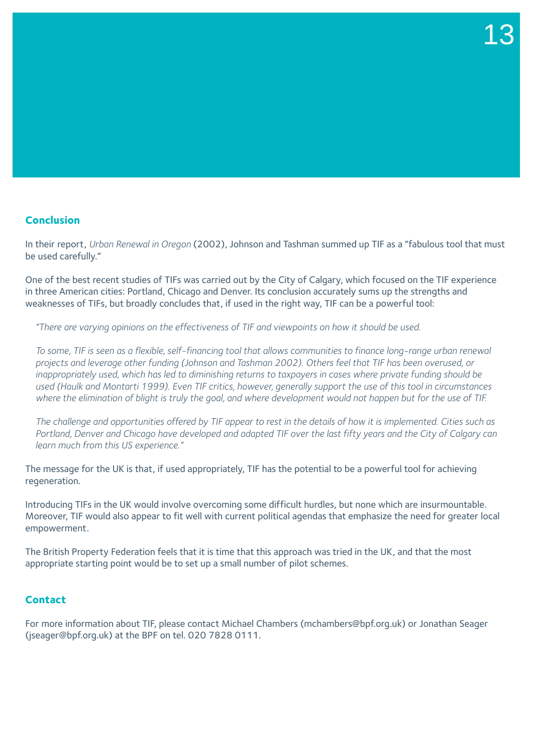## Conclusion

In their report, *Urban Renewal in Oregon* (2002), Johnson and Tashman summed up TIF as a "fabulous tool that must be used carefully."

One of the best recent studies of TIFs was carried out by the City of Calgary, which focused on the TIF experience in three American cities: Portland, Chicago and Denver. Its conclusion accurately sums up the strengths and weaknesses of TIFs, but broadly concludes that, if used in the right way, TIF can be a powerful tool:

> *"There are varying opinions on the effectiveness of TIF and viewpoints on how it should be used.*
>
> *To some, TIF is seen as a flexible, self-financing tool that allows communities to finance long-range urban renewal projects and leverage other funding (Johnson and Tashman 2002). Others feel that TIF has been overused, or inappropriately used, which has led to diminishing returns to taxpayers in cases where private funding should be used (Haulk and Montarti 1999). Even TIF critics, however, generally support the use of this tool in circumstances where the elimination of blight is truly the goal, and where development would not happen but for the use of TIF.*
>
> *The challenge and opportunities offered by TIF appear to rest in the details of how it is implemented. Cities such as Portland, Denver and Chicago have developed and adapted TIF over the last fifty years and the City of Calgary can learn much from this US experience."*

The message for the UK is that, if used appropriately, TIF has the potential to be a powerful tool for achieving regeneration.

Introducing TIFs in the UK would involve overcoming some difficult hurdles, but none which are insurmountable. Moreover, TIF would also appear to fit well with current political agendas that emphasize the need for greater local empowerment.

The British Property Federation feels that it is time that this approach was tried in the UK, and that the most appropriate starting point would be to set up a small number of pilot schemes.

## Contact

For more information about TIF, please contact Michael Chambers (mchambers@bpf.org.uk) or Jonathan Seager (jseager@bpf.org.uk) at the BPF on tel. 020 7828 0111.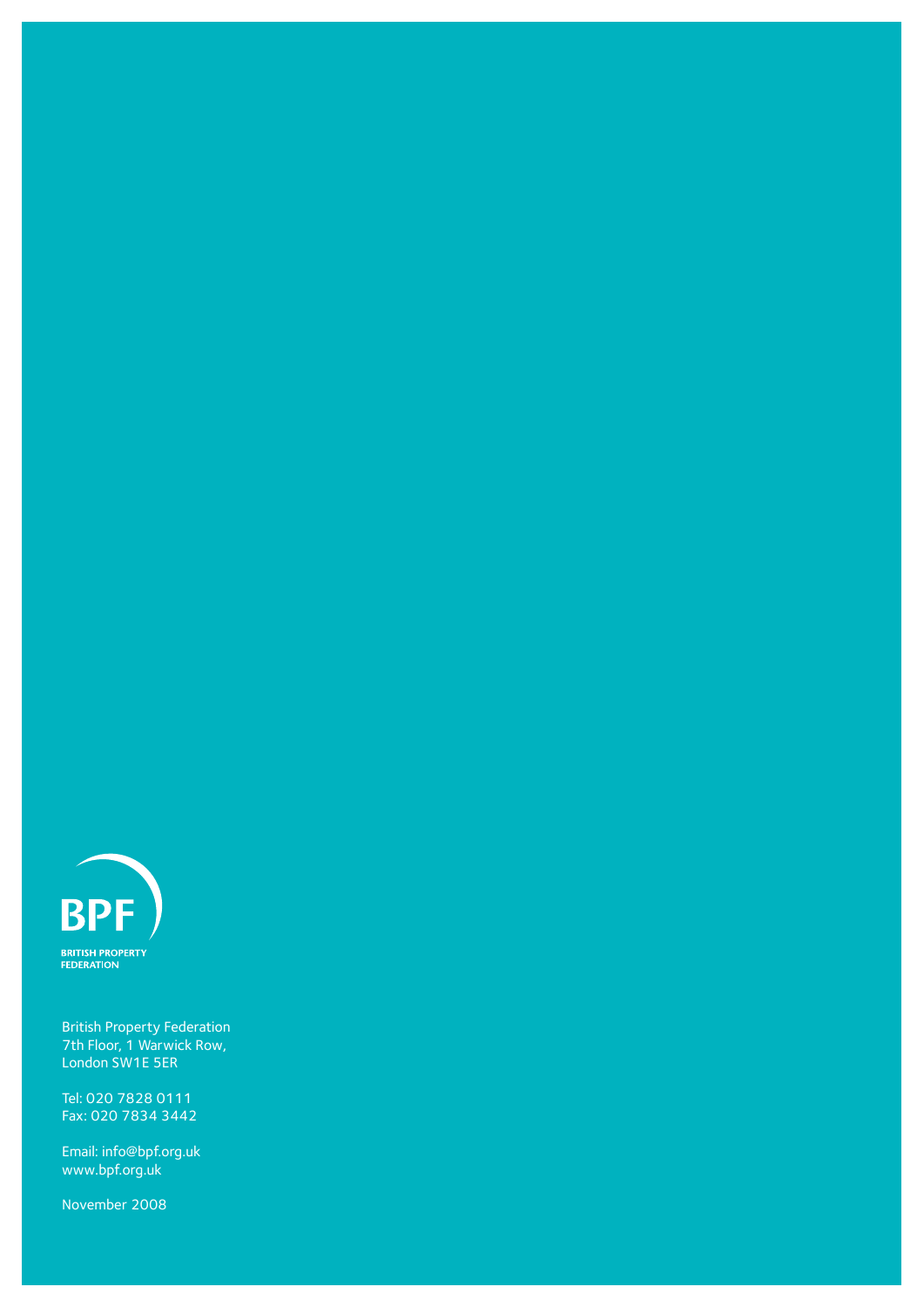BPF

BRITISH PROPERTY FEDERATION

British Property Federation
7th Floor, 1 Warwick Row,
London SW1E 5ER

Tel: 020 7828 0111
Fax: 020 7834 3442

Email: info@bpf.org.uk
www.bpf.org.uk

November 2008